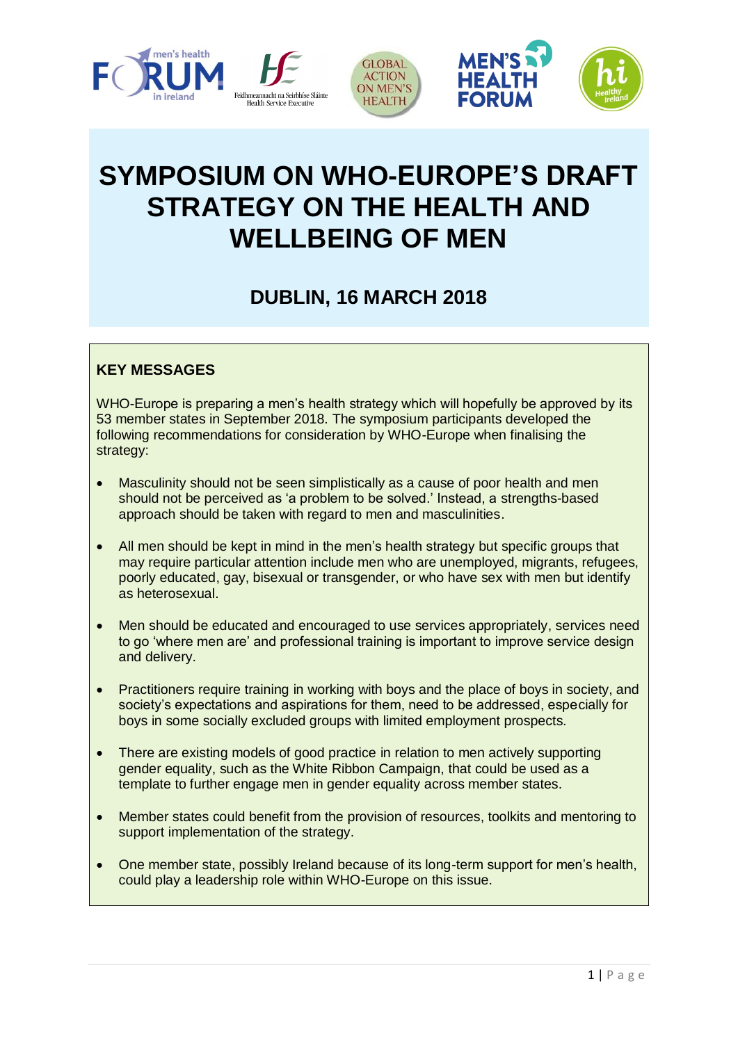# SYMPOSIUM ON WHO-EUROPE'S DRAFT STRATEGY ON THE HEALTH AND WELLBEING OF MEN

## DUBLIN, 16 MARCH 2018

### KEY MESSAGES

WHO-Europe is preparing a men's health strategy which will hopefully be approved by its 53 member states in September 2018. The symposium participants developed the following recommendations for consideration by WHO-Europe when finalising the strategy:

- Masculinity should not be seen simplistically as a cause of poor health and men should not be perceived as 'a problem to be solved.' Instead, a strengths-based approach should be taken with regard to men and masculinities.
- All men should be kept in mind in the men's health strategy but specific groups that may require particular attention include men who are unemployed, migrants, refugees, poorly educated, gay, bisexual or transgender, or who have sex with men but identify as heterosexual.
- Men should be educated and encouraged to use services appropriately, services need to go 'where men are' and professional training is important to improve service design and delivery.
- Practitioners require training in working with boys and the place of boys in society, and society's expectations and aspirations for them, need to be addressed, especially for boys in some socially excluded groups with limited employment prospects.
- There are existing models of good practice in relation to men actively supporting gender equality, such as the White Ribbon Campaign, that could be used as a template to further engage men in gender equality across member states.
- Member states could benefit from the provision of resources, toolkits and mentoring to support implementation of the strategy.
- One member state, possibly Ireland because of its long-term support for men's health, could play a leadership role within WHO-Europe on this issue.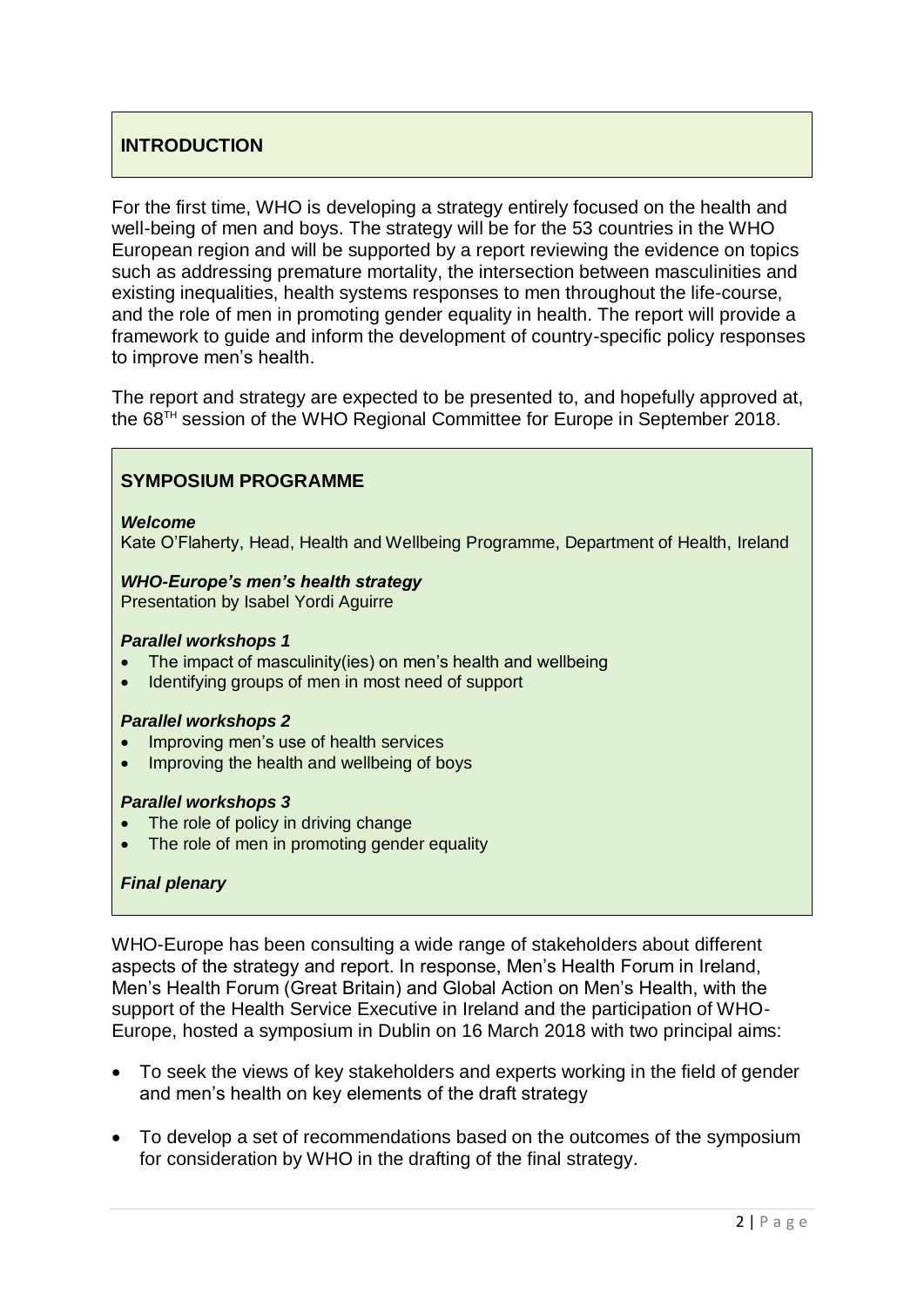## INTRODUCTION

For the first time, WHO is developing a strategy entirely focused on the health and well-being of men and boys. The strategy will be for the 53 countries in the WHO European region and will be supported by a report reviewing the evidence on topics such as addressing premature mortality, the intersection between masculinities and existing inequalities, health systems responses to men throughout the life-course, and the role of men in promoting gender equality in health. The report will provide a framework to guide and inform the development of country-specific policy responses to improve men's health.

The report and strategy are expected to be presented to, and hopefully approved at, the 68TH session of the WHO Regional Committee for Europe in September 2018.

## SYMPOSIUM PROGRAMME

***Welcome***
Kate O'Flaherty, Head, Health and Wellbeing Programme, Department of Health, Ireland

***WHO-Europe's men's health strategy***
Presentation by Isabel Yordi Aguirre

***Parallel workshops 1***

- The impact of masculinity(ies) on men's health and wellbeing
- Identifying groups of men in most need of support

***Parallel workshops 2***

- Improving men's use of health services
- Improving the health and wellbeing of boys

***Parallel workshops 3***

- The role of policy in driving change
- The role of men in promoting gender equality

***Final plenary***

WHO-Europe has been consulting a wide range of stakeholders about different aspects of the strategy and report. In response, Men's Health Forum in Ireland, Men's Health Forum (Great Britain) and Global Action on Men's Health, with the support of the Health Service Executive in Ireland and the participation of WHO-Europe, hosted a symposium in Dublin on 16 March 2018 with two principal aims:

- To seek the views of key stakeholders and experts working in the field of gender and men's health on key elements of the draft strategy
- To develop a set of recommendations based on the outcomes of the symposium for consideration by WHO in the drafting of the final strategy.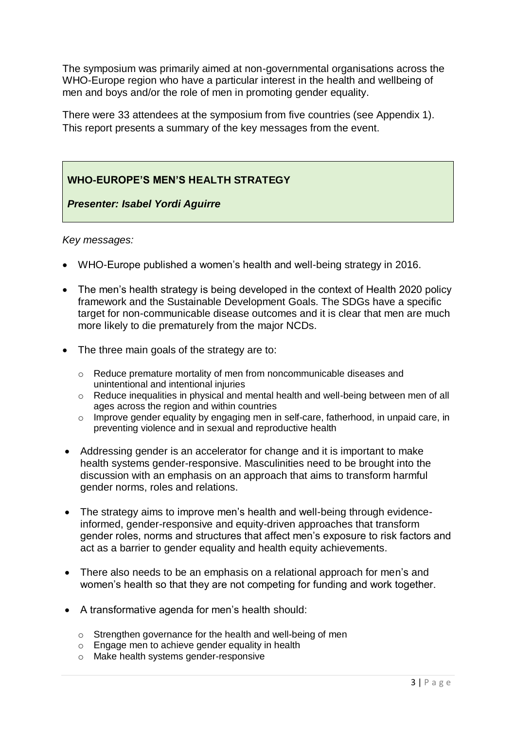The symposium was primarily aimed at non-governmental organisations across the WHO-Europe region who have a particular interest in the health and wellbeing of men and boys and/or the role of men in promoting gender equality.

There were 33 attendees at the symposium from five countries (see Appendix 1). This report presents a summary of the key messages from the event.

## WHO-EUROPE'S MEN'S HEALTH STRATEGY

***Presenter: Isabel Yordi Aguirre***

*Key messages:*

- WHO-Europe published a women's health and well-being strategy in 2016.
- The men's health strategy is being developed in the context of Health 2020 policy framework and the Sustainable Development Goals. The SDGs have a specific target for non-communicable disease outcomes and it is clear that men are much more likely to die prematurely from the major NCDs.
- The three main goals of the strategy are to:
    - Reduce premature mortality of men from noncommunicable diseases and unintentional and intentional injuries
    - Reduce inequalities in physical and mental health and well-being between men of all ages across the region and within countries
    - Improve gender equality by engaging men in self-care, fatherhood, in unpaid care, in preventing violence and in sexual and reproductive health
- Addressing gender is an accelerator for change and it is important to make health systems gender-responsive. Masculinities need to be brought into the discussion with an emphasis on an approach that aims to transform harmful gender norms, roles and relations.
- The strategy aims to improve men's health and well-being through evidence-informed, gender-responsive and equity-driven approaches that transform gender roles, norms and structures that affect men's exposure to risk factors and act as a barrier to gender equality and health equity achievements.
- There also needs to be an emphasis on a relational approach for men's and women's health so that they are not competing for funding and work together.
- A transformative agenda for men's health should:
    - Strengthen governance for the health and well-being of men
    - Engage men to achieve gender equality in health
    - Make health systems gender-responsive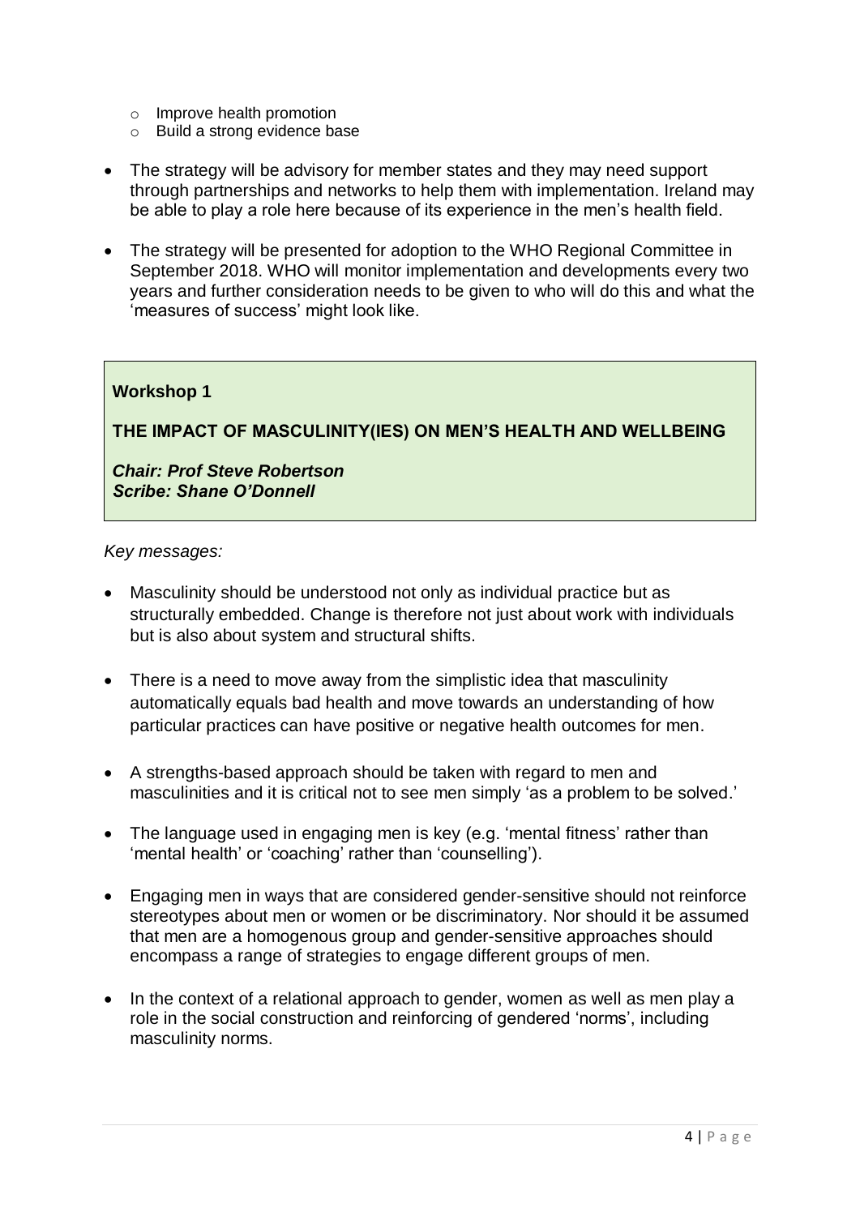- Improve health promotion
  - Build a strong evidence base

- The strategy will be advisory for member states and they may need support through partnerships and networks to help them with implementation. Ireland may be able to play a role here because of its experience in the men's health field.

- The strategy will be presented for adoption to the WHO Regional Committee in September 2018. WHO will monitor implementation and developments every two years and further consideration needs to be given to who will do this and what the 'measures of success' might look like.

**Workshop 1**

**THE IMPACT OF MASCULINITY(IES) ON MEN'S HEALTH AND WELLBEING**

***Chair: Prof Steve Robertson***
***Scribe: Shane O'Donnell***

*Key messages:*

- Masculinity should be understood not only as individual practice but as structurally embedded. Change is therefore not just about work with individuals but is also about system and structural shifts.

- There is a need to move away from the simplistic idea that masculinity automatically equals bad health and move towards an understanding of how particular practices can have positive or negative health outcomes for men.

- A strengths-based approach should be taken with regard to men and masculinities and it is critical not to see men simply 'as a problem to be solved.'

- The language used in engaging men is key (e.g. 'mental fitness' rather than 'mental health' or 'coaching' rather than 'counselling').

- Engaging men in ways that are considered gender-sensitive should not reinforce stereotypes about men or women or be discriminatory. Nor should it be assumed that men are a homogenous group and gender-sensitive approaches should encompass a range of strategies to engage different groups of men.

- In the context of a relational approach to gender, women as well as men play a role in the social construction and reinforcing of gendered 'norms', including masculinity norms.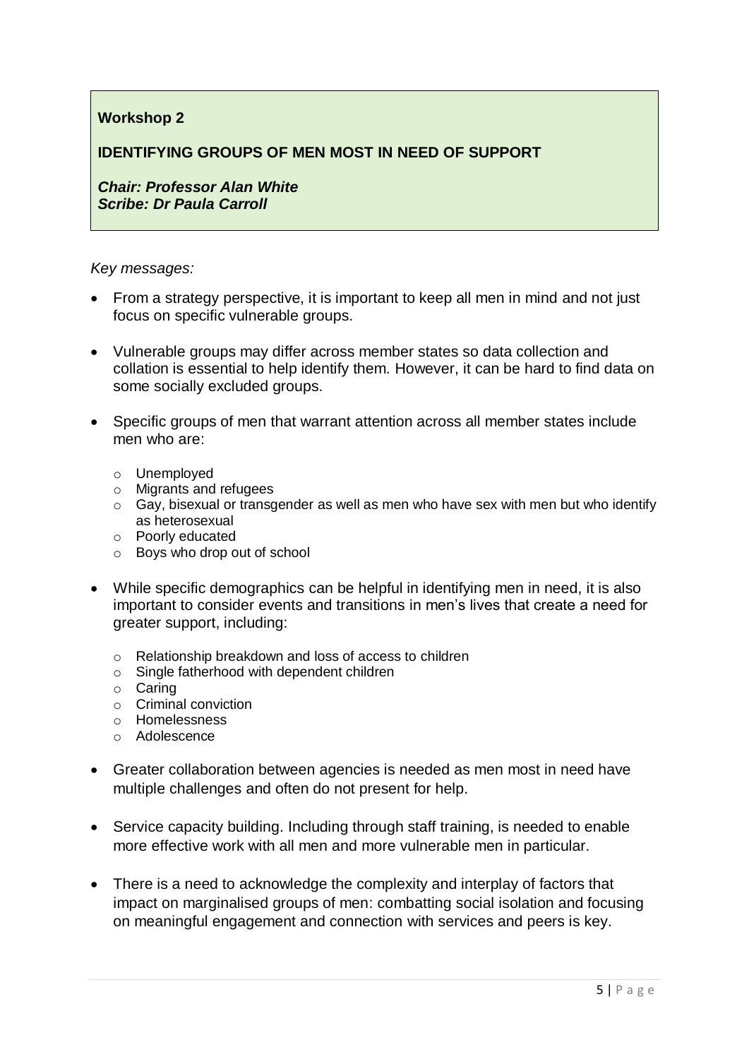**Workshop 2**

**IDENTIFYING GROUPS OF MEN MOST IN NEED OF SUPPORT**

***Chair: Professor Alan White***
***Scribe: Dr Paula Carroll***

*Key messages:*

- From a strategy perspective, it is important to keep all men in mind and not just focus on specific vulnerable groups.

- Vulnerable groups may differ across member states so data collection and collation is essential to help identify them. However, it can be hard to find data on some socially excluded groups.

- Specific groups of men that warrant attention across all member states include men who are:
  - Unemployed
  - Migrants and refugees
  - Gay, bisexual or transgender as well as men who have sex with men but who identify as heterosexual
  - Poorly educated
  - Boys who drop out of school

- While specific demographics can be helpful in identifying men in need, it is also important to consider events and transitions in men's lives that create a need for greater support, including:
  - Relationship breakdown and loss of access to children
  - Single fatherhood with dependent children
  - Caring
  - Criminal conviction
  - Homelessness
  - Adolescence

- Greater collaboration between agencies is needed as men most in need have multiple challenges and often do not present for help.

- Service capacity building. Including through staff training, is needed to enable more effective work with all men and more vulnerable men in particular.

- There is a need to acknowledge the complexity and interplay of factors that impact on marginalised groups of men: combatting social isolation and focusing on meaningful engagement and connection with services and peers is key.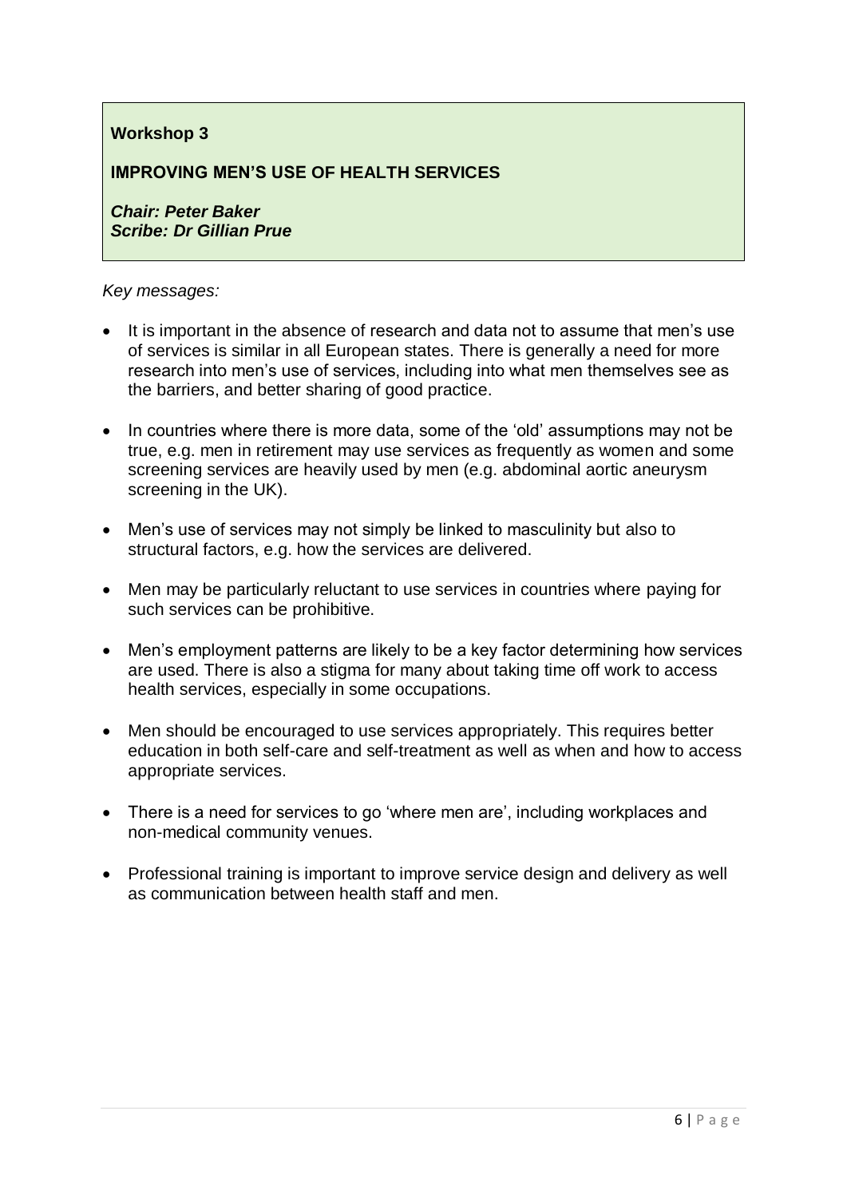**Workshop 3**

**IMPROVING MEN'S USE OF HEALTH SERVICES**

***Chair: Peter Baker***
***Scribe: Dr Gillian Prue***

*Key messages:*

- It is important in the absence of research and data not to assume that men's use of services is similar in all European states. There is generally a need for more research into men's use of services, including into what men themselves see as the barriers, and better sharing of good practice.
- In countries where there is more data, some of the 'old' assumptions may not be true, e.g. men in retirement may use services as frequently as women and some screening services are heavily used by men (e.g. abdominal aortic aneurysm screening in the UK).
- Men's use of services may not simply be linked to masculinity but also to structural factors, e.g. how the services are delivered.
- Men may be particularly reluctant to use services in countries where paying for such services can be prohibitive.
- Men's employment patterns are likely to be a key factor determining how services are used. There is also a stigma for many about taking time off work to access health services, especially in some occupations.
- Men should be encouraged to use services appropriately. This requires better education in both self-care and self-treatment as well as when and how to access appropriate services.
- There is a need for services to go 'where men are', including workplaces and non-medical community venues.
- Professional training is important to improve service design and delivery as well as communication between health staff and men.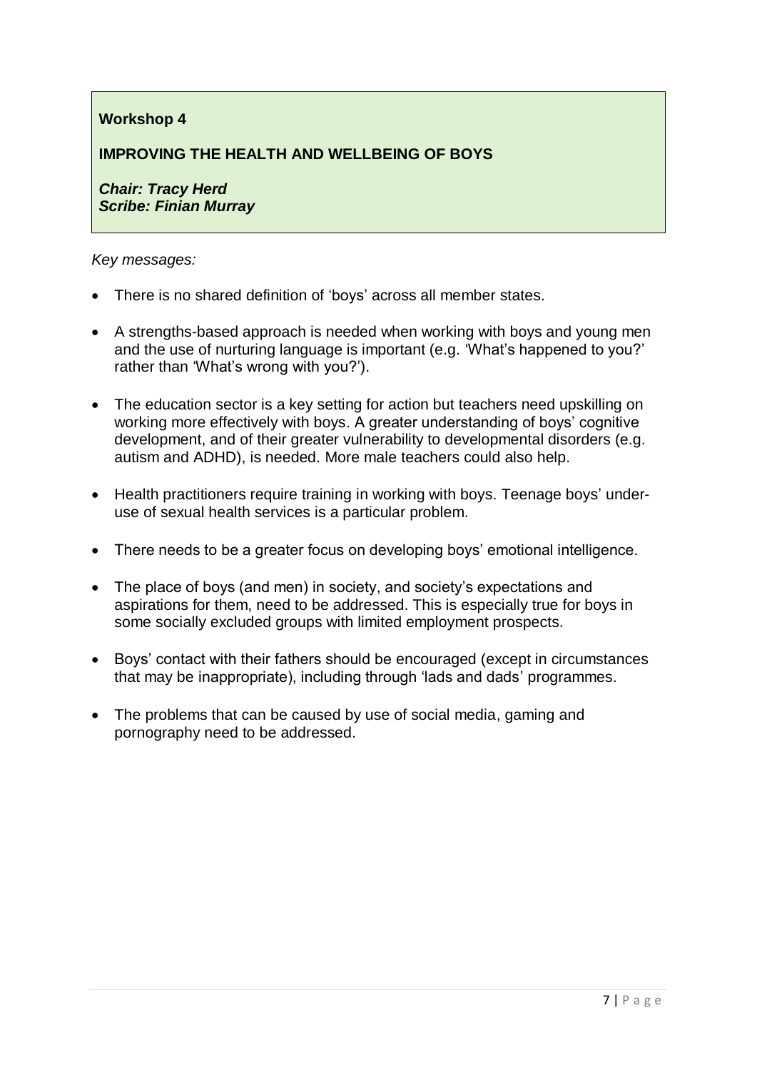**Workshop 4**

**IMPROVING THE HEALTH AND WELLBEING OF BOYS**

***Chair: Tracy Herd***
***Scribe: Finian Murray***

*Key messages:*

- There is no shared definition of 'boys' across all member states.
- A strengths-based approach is needed when working with boys and young men and the use of nurturing language is important (e.g. 'What's happened to you?' rather than 'What's wrong with you?').
- The education sector is a key setting for action but teachers need upskilling on working more effectively with boys. A greater understanding of boys' cognitive development, and of their greater vulnerability to developmental disorders (e.g. autism and ADHD), is needed. More male teachers could also help.
- Health practitioners require training in working with boys. Teenage boys' under-use of sexual health services is a particular problem.
- There needs to be a greater focus on developing boys' emotional intelligence.
- The place of boys (and men) in society, and society's expectations and aspirations for them, need to be addressed. This is especially true for boys in some socially excluded groups with limited employment prospects.
- Boys' contact with their fathers should be encouraged (except in circumstances that may be inappropriate), including through 'lads and dads' programmes.
- The problems that can be caused by use of social media, gaming and pornography need to be addressed.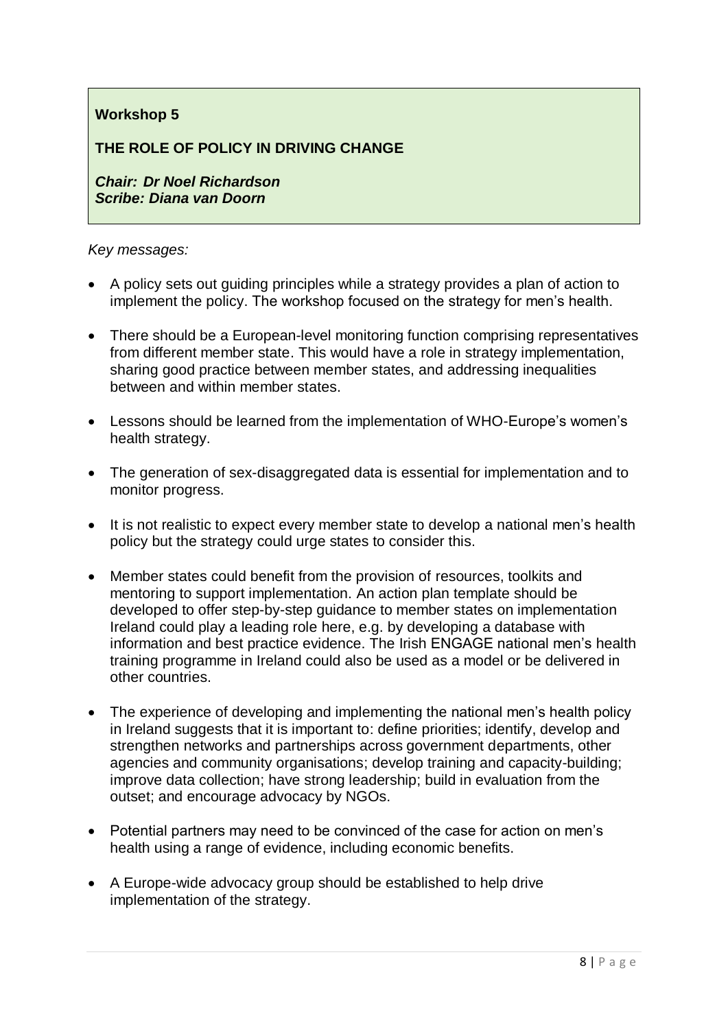**Workshop 5**

**THE ROLE OF POLICY IN DRIVING CHANGE**

***Chair: Dr Noel Richardson***
***Scribe: Diana van Doorn***

*Key messages:*

- A policy sets out guiding principles while a strategy provides a plan of action to implement the policy. The workshop focused on the strategy for men's health.
- There should be a European-level monitoring function comprising representatives from different member state. This would have a role in strategy implementation, sharing good practice between member states, and addressing inequalities between and within member states.
- Lessons should be learned from the implementation of WHO-Europe's women's health strategy.
- The generation of sex-disaggregated data is essential for implementation and to monitor progress.
- It is not realistic to expect every member state to develop a national men's health policy but the strategy could urge states to consider this.
- Member states could benefit from the provision of resources, toolkits and mentoring to support implementation. An action plan template should be developed to offer step-by-step guidance to member states on implementation Ireland could play a leading role here, e.g. by developing a database with information and best practice evidence. The Irish ENGAGE national men's health training programme in Ireland could also be used as a model or be delivered in other countries.
- The experience of developing and implementing the national men's health policy in Ireland suggests that it is important to: define priorities; identify, develop and strengthen networks and partnerships across government departments, other agencies and community organisations; develop training and capacity-building; improve data collection; have strong leadership; build in evaluation from the outset; and encourage advocacy by NGOs.
- Potential partners may need to be convinced of the case for action on men's health using a range of evidence, including economic benefits.
- A Europe-wide advocacy group should be established to help drive implementation of the strategy.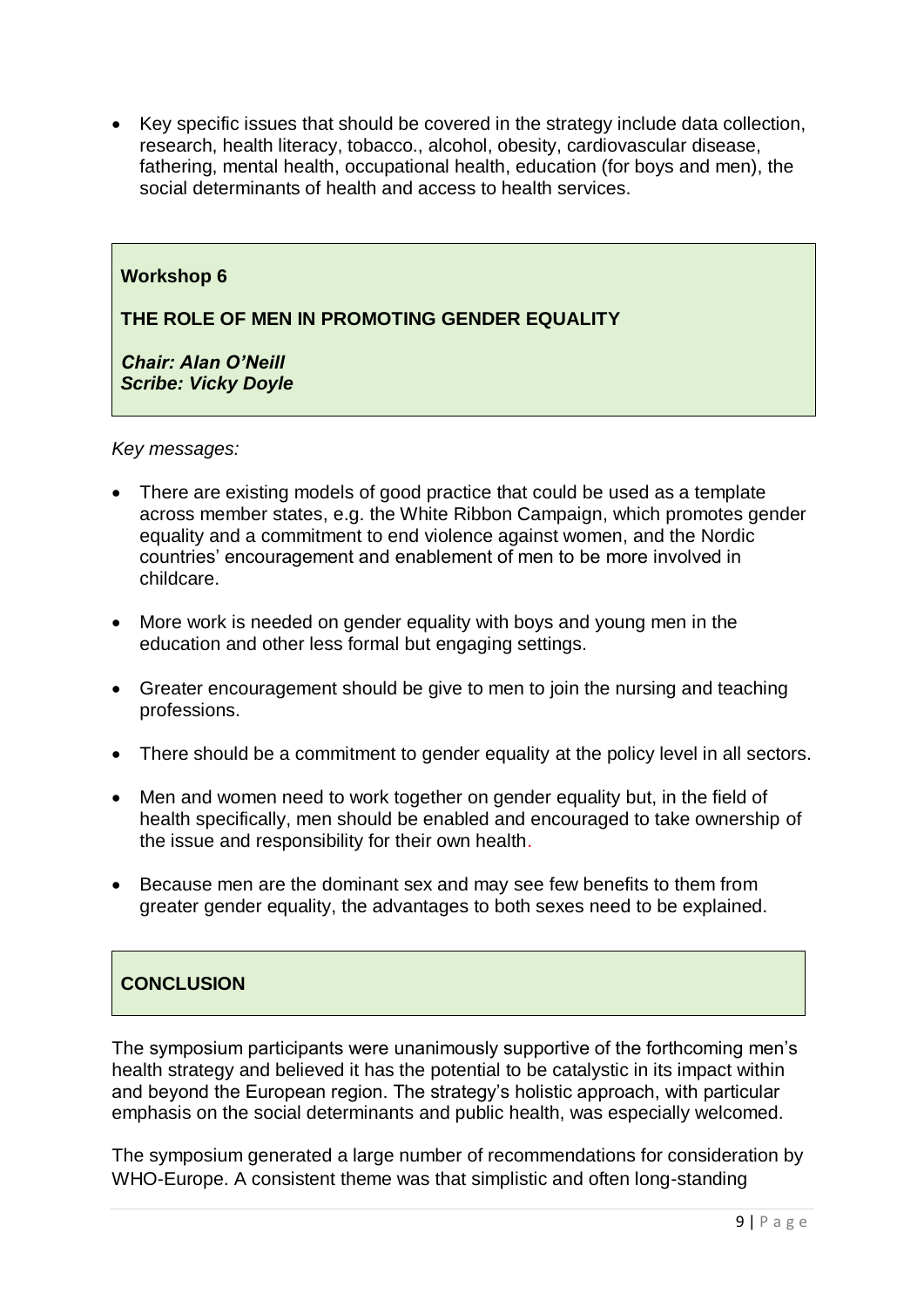- Key specific issues that should be covered in the strategy include data collection, research, health literacy, tobacco., alcohol, obesity, cardiovascular disease, fathering, mental health, occupational health, education (for boys and men), the social determinants of health and access to health services.

## Workshop 6

### THE ROLE OF MEN IN PROMOTING GENDER EQUALITY

***Chair: Alan O'Neill***
***Scribe: Vicky Doyle***

*Key messages:*

- There are existing models of good practice that could be used as a template across member states, e.g. the White Ribbon Campaign, which promotes gender equality and a commitment to end violence against women, and the Nordic countries' encouragement and enablement of men to be more involved in childcare.

- More work is needed on gender equality with boys and young men in the education and other less formal but engaging settings.

- Greater encouragement should be give to men to join the nursing and teaching professions.

- There should be a commitment to gender equality at the policy level in all sectors.

- Men and women need to work together on gender equality but, in the field of health specifically, men should be enabled and encouraged to take ownership of the issue and responsibility for their own health.

- Because men are the dominant sex and may see few benefits to them from greater gender equality, the advantages to both sexes need to be explained.

## CONCLUSION

The symposium participants were unanimously supportive of the forthcoming men's health strategy and believed it has the potential to be catalystic in its impact within and beyond the European region. The strategy's holistic approach, with particular emphasis on the social determinants and public health, was especially welcomed.

The symposium generated a large number of recommendations for consideration by WHO-Europe. A consistent theme was that simplistic and often long-standing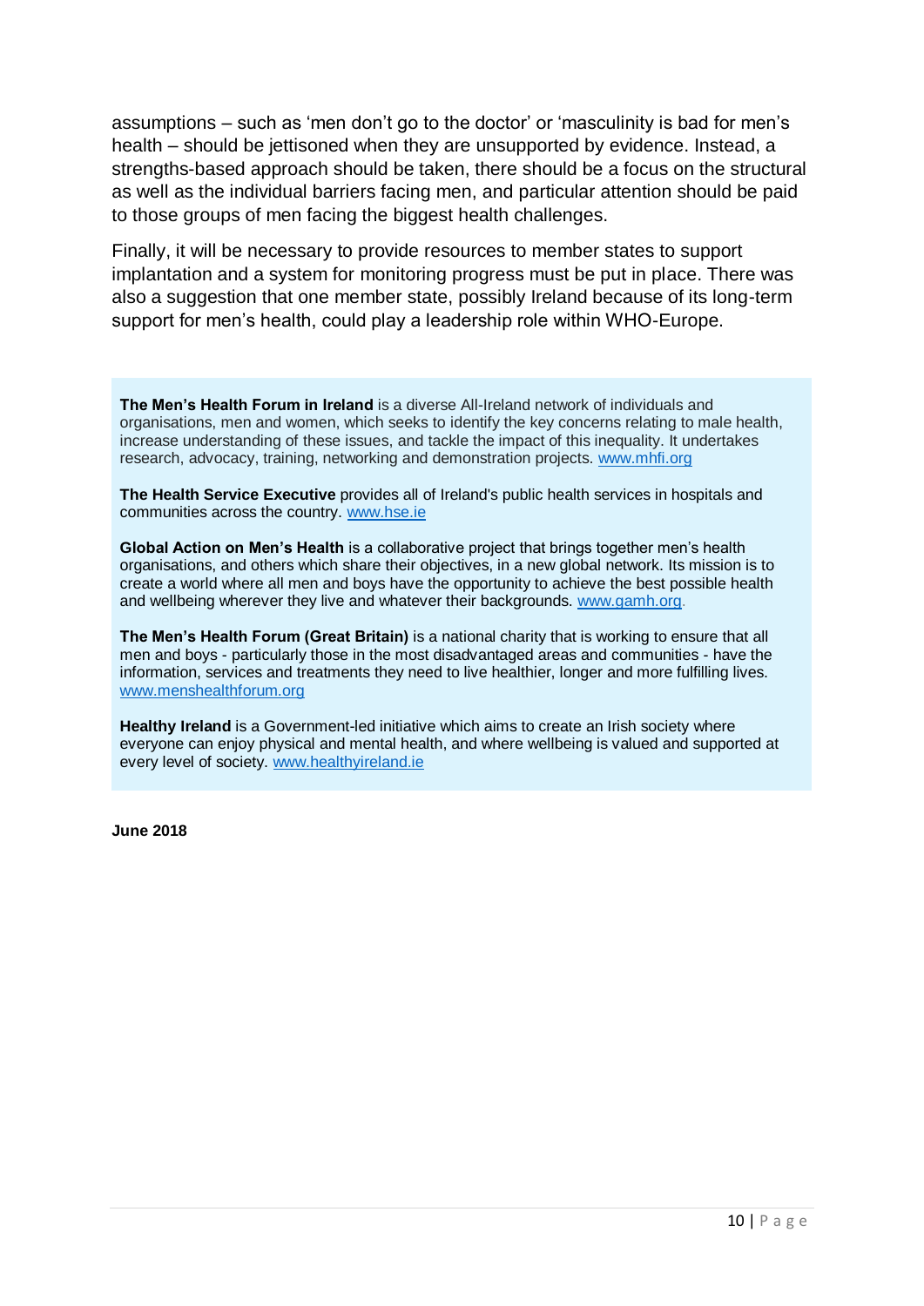assumptions – such as 'men don't go to the doctor' or 'masculinity is bad for men's health – should be jettisoned when they are unsupported by evidence. Instead, a strengths-based approach should be taken, there should be a focus on the structural as well as the individual barriers facing men, and particular attention should be paid to those groups of men facing the biggest health challenges.

Finally, it will be necessary to provide resources to member states to support implantation and a system for monitoring progress must be put in place. There was also a suggestion that one member state, possibly Ireland because of its long-term support for men's health, could play a leadership role within WHO-Europe.

**The Men's Health Forum in Ireland** is a diverse All-Ireland network of individuals and organisations, men and women, which seeks to identify the key concerns relating to male health, increase understanding of these issues, and tackle the impact of this inequality. It undertakes research, advocacy, training, networking and demonstration projects. www.mhfi.org

**The Health Service Executive** provides all of Ireland's public health services in hospitals and communities across the country. www.hse.ie

**Global Action on Men's Health** is a collaborative project that brings together men's health organisations, and others which share their objectives, in a new global network. Its mission is to create a world where all men and boys have the opportunity to achieve the best possible health and wellbeing wherever they live and whatever their backgrounds. www.gamh.org.

**The Men's Health Forum (Great Britain)** is a national charity that is working to ensure that all men and boys - particularly those in the most disadvantaged areas and communities - have the information, services and treatments they need to live healthier, longer and more fulfilling lives. www.menshealthforum.org

**Healthy Ireland** is a Government-led initiative which aims to create an Irish society where everyone can enjoy physical and mental health, and where wellbeing is valued and supported at every level of society. www.healthyireland.ie

**June 2018**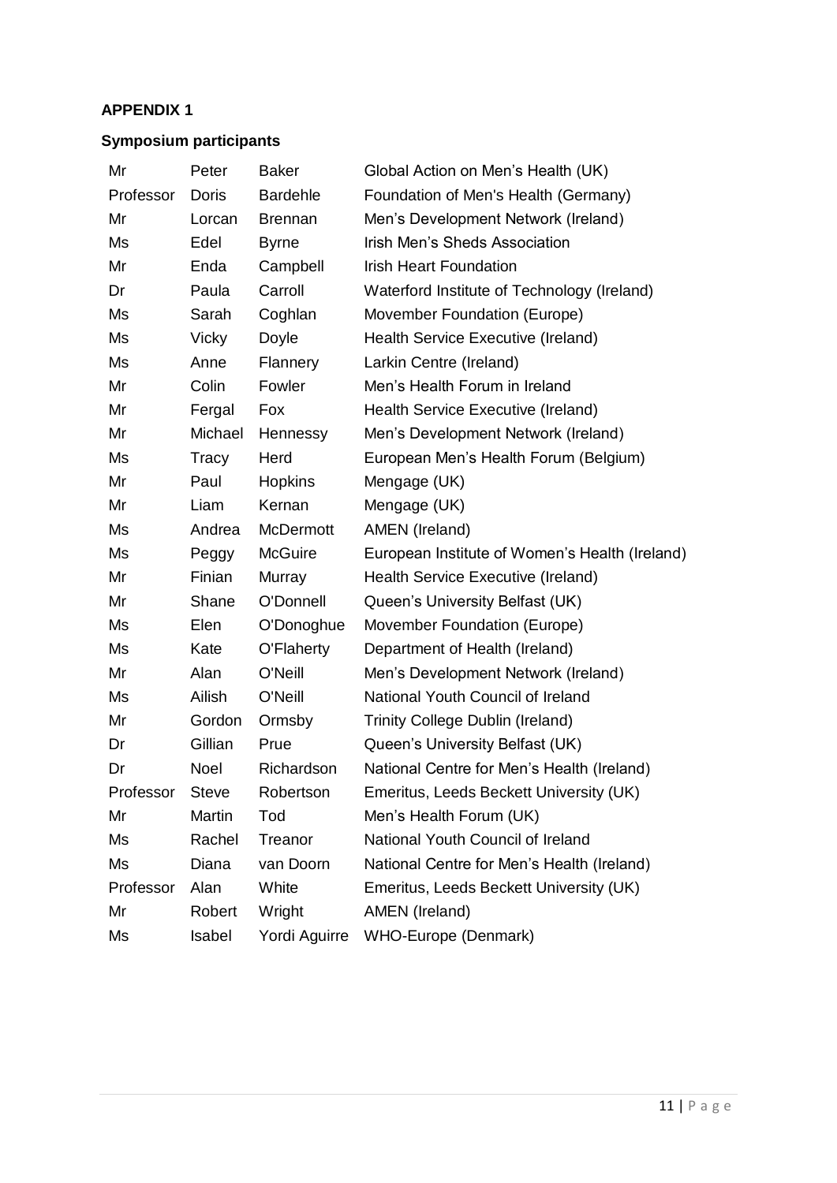**APPENDIX 1**

**Symposium participants**

| | | | |
|---|---|---|---|
| Mr | Peter | Baker | Global Action on Men's Health (UK) |
| Professor | Doris | Bardehle | Foundation of Men's Health (Germany) |
| Mr | Lorcan | Brennan | Men's Development Network (Ireland) |
| Ms | Edel | Byrne | Irish Men's Sheds Association |
| Mr | Enda | Campbell | Irish Heart Foundation |
| Dr | Paula | Carroll | Waterford Institute of Technology (Ireland) |
| Ms | Sarah | Coghlan | Movember Foundation (Europe) |
| Ms | Vicky | Doyle | Health Service Executive (Ireland) |
| Ms | Anne | Flannery | Larkin Centre (Ireland) |
| Mr | Colin | Fowler | Men's Health Forum in Ireland |
| Mr | Fergal | Fox | Health Service Executive (Ireland) |
| Mr | Michael | Hennessy | Men's Development Network (Ireland) |
| Ms | Tracy | Herd | European Men's Health Forum (Belgium) |
| Mr | Paul | Hopkins | Mengage (UK) |
| Mr | Liam | Kernan | Mengage (UK) |
| Ms | Andrea | McDermott | AMEN (Ireland) |
| Ms | Peggy | McGuire | European Institute of Women's Health (Ireland) |
| Mr | Finian | Murray | Health Service Executive (Ireland) |
| Mr | Shane | O'Donnell | Queen's University Belfast (UK) |
| Ms | Elen | O'Donoghue | Movember Foundation (Europe) |
| Ms | Kate | O'Flaherty | Department of Health (Ireland) |
| Mr | Alan | O'Neill | Men's Development Network (Ireland) |
| Ms | Ailish | O'Neill | National Youth Council of Ireland |
| Mr | Gordon | Ormsby | Trinity College Dublin (Ireland) |
| Dr | Gillian | Prue | Queen's University Belfast (UK) |
| Dr | Noel | Richardson | National Centre for Men's Health (Ireland) |
| Professor | Steve | Robertson | Emeritus, Leeds Beckett University (UK) |
| Mr | Martin | Tod | Men's Health Forum (UK) |
| Ms | Rachel | Treanor | National Youth Council of Ireland |
| Ms | Diana | van Doorn | National Centre for Men's Health (Ireland) |
| Professor | Alan | White | Emeritus, Leeds Beckett University (UK) |
| Mr | Robert | Wright | AMEN (Ireland) |
| Ms | Isabel | Yordi Aguirre | WHO-Europe (Denmark) |